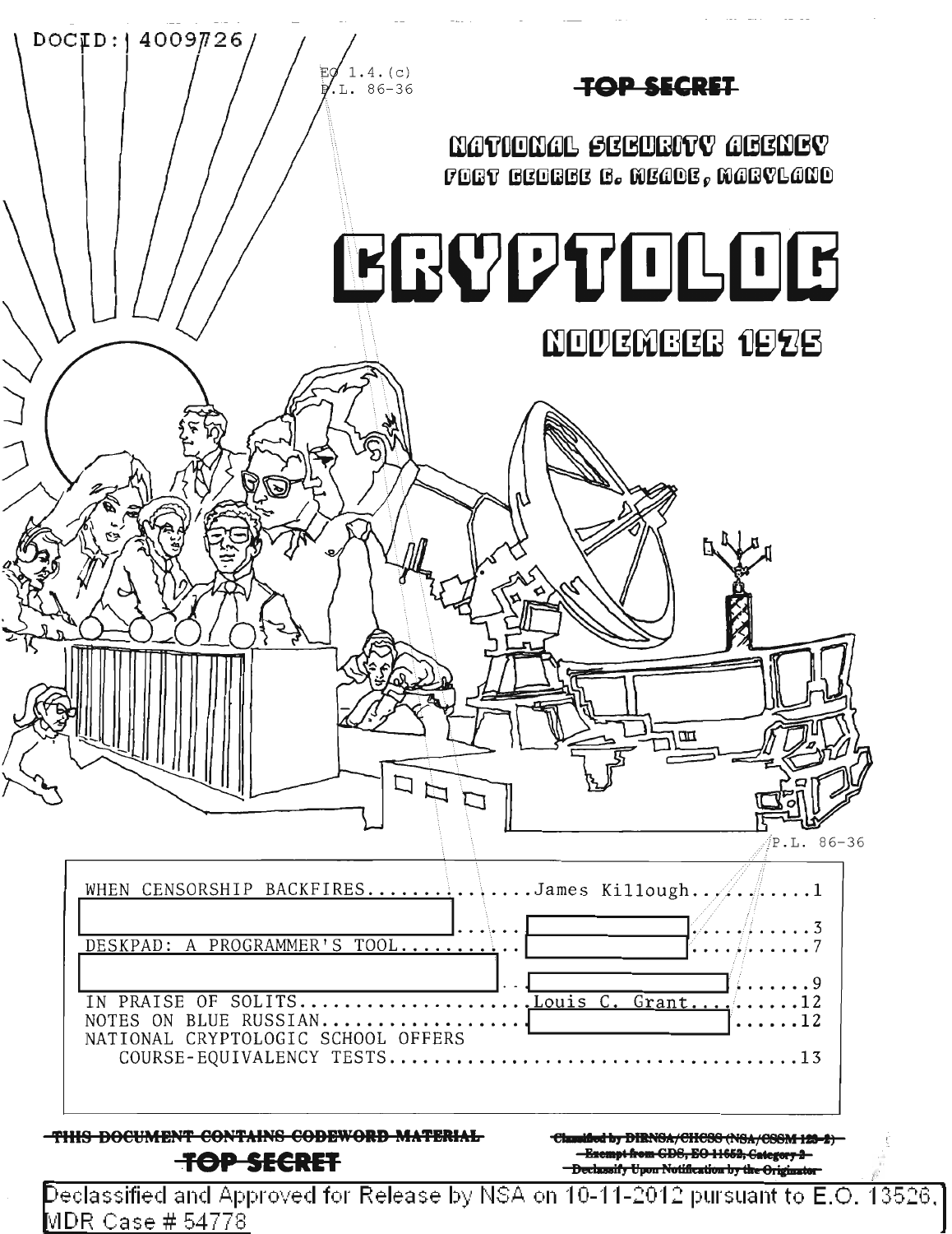DOCID: 4009726

EO 1.4.(c)
P.L. 86-36

~~TOP SECRET~~

# NATIONAL SECURITY AGENCY

FORT GEORGE G. MEADE, MARYLAND

# CRYPTOLOG

## NOVEMBER 1975

P.L. 86-36

| | | |
|---|---|---|
| WHEN CENSORSHIP BACKFIRES | James Killough | 1 |
| [redacted] | [redacted] | 3 |
| DESKPAD: A PROGRAMMER'S TOOL | [redacted] | 7 |
| [redacted] | [redacted] | 9 |
| IN PRAISE OF SOLITS | Louis C. Grant | 12 |
| NOTES ON BLUE RUSSIAN | [redacted] | 12 |
| NATIONAL CRYPTOLOGIC SCHOOL OFFERS COURSE-EQUIVALENCY TESTS | | 13 |

~~THIS DOCUMENT CONTAINS CODEWORD MATERIAL~~

~~TOP SECRET~~

~~Classified by DIRNSA/CHCSS (NSA/CSSM 123-2)~~
~~Exempt from GDS, EO 11652, Category 2~~
~~Declassify Upon Notification by the Originator~~

Declassified and Approved for Release by NSA on 10-11-2012 pursuant to E.O. 13526, MDR Case # 54778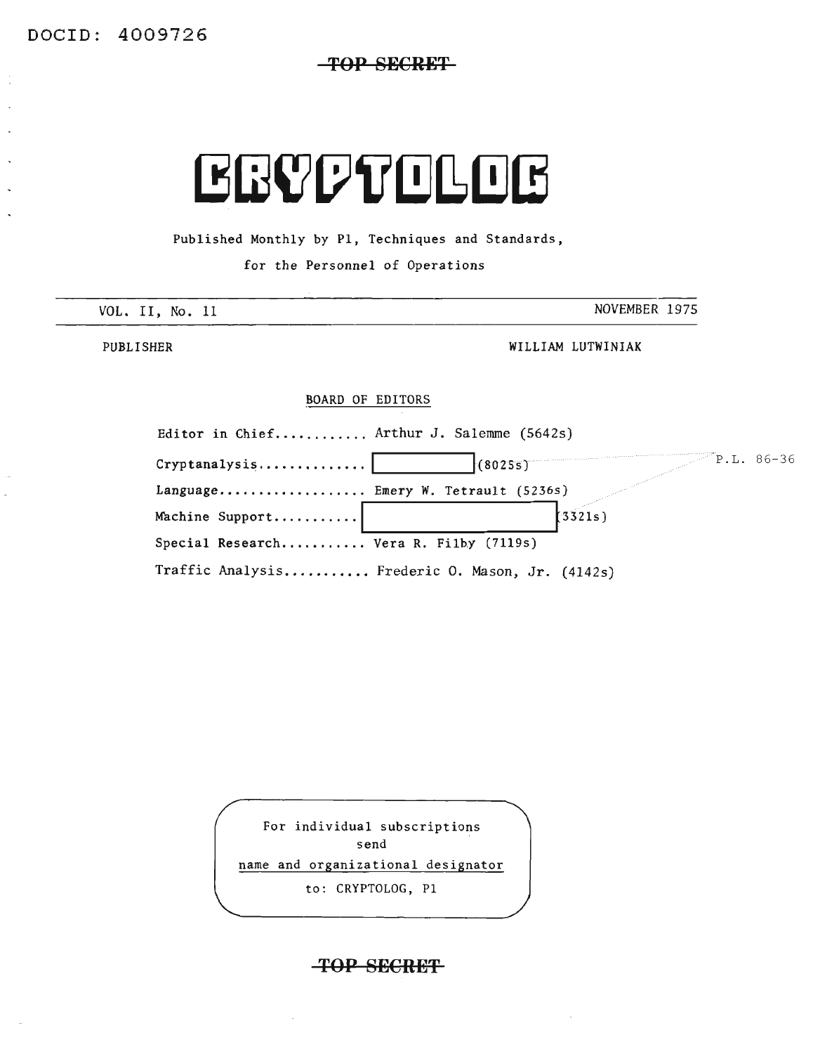DOCID: 4009726

~~TOP SECRET~~

# CRYPTOLOG

Published Monthly by P1, Techniques and Standards,

for the Personnel of Operations

VOL. II, No. 11 NOVEMBER 1975

PUBLISHER WILLIAM LUTWINIAK

BOARD OF EDITORS

Editor in Chief........... Arthur J. Salemme (5642s)

Cryptanalysis............. [ ] (8025s) P.L. 86-36

Language.................. Emery W. Tetrault (5236s)

Machine Support........... [ ] (3321s)

Special Research.......... Vera R. Filby (7119s)

Traffic Analysis.......... Frederic O. Mason, Jr. (4142s)

For individual subscriptions
send
name and organizational designator
to: CRYPTOLOG, P1

~~TOP SECRET~~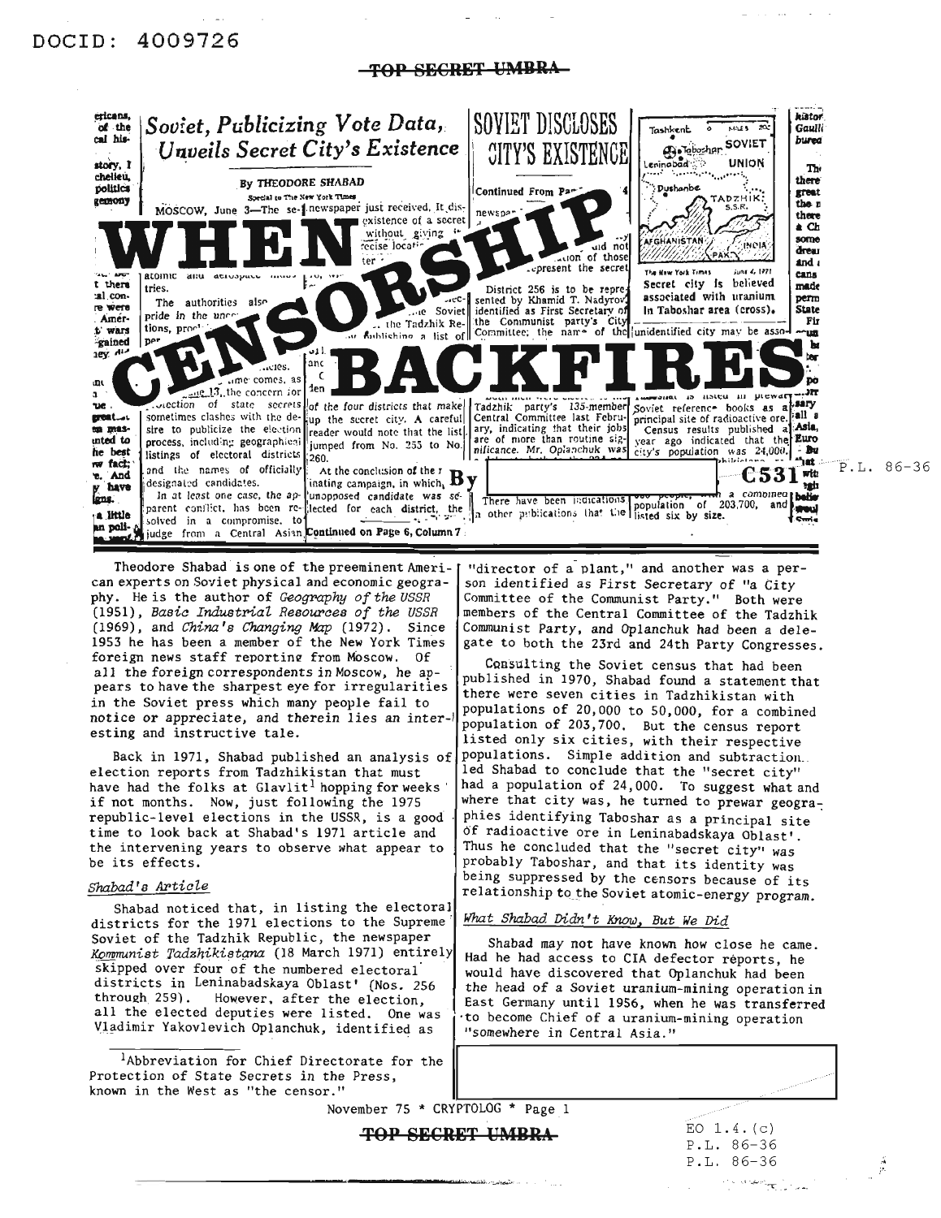DOCID: 4009726

TOP SECRET UMBRA

# WHEN CENSORSHIP BACKFIRES

By [redacted] C531

P.L. 86-36

Theodore Shabad is one of the preeminent American experts on Soviet physical and economic geography. He is the author of *Geography of the USSR* (1951), *Basic Industrial Resources of the USSR* (1969), and *China's Changing Map* (1972). Since 1953 he has been a member of the New York Times foreign news staff reporting from Moscow. Of all the foreign correspondents in Moscow, he appears to have the sharpest eye for irregularities in the Soviet press which many people fail to notice or appreciate, and therein lies an interesting and instructive tale.

Back in 1971, Shabad published an analysis of election reports from Tadzhikistan that must have had the folks at Glavlit[1] hopping for weeks if not months. Now, just following the 1975 republic-level elections in the USSR, is a good time to look back at Shabad's 1971 article and the intervening years to observe what appear to be its effects.

### *Shabad's Article*

Shabad noticed that, in listing the electoral districts for the 1971 elections to the Supreme Soviet of the Tadzhik Republic, the newspaper *Kommunist Tadzhikistana* (18 March 1971) entirely skipped over four of the numbered electoral districts in Leninabadskaya Oblast' (Nos. 256 through 259). However, after the election, all the elected deputies were listed. One was Vladimir Yakovlevich Oplanchuk, identified as "director of a plant," and another was a person identified as First Secretary of "a City Committee of the Communist Party." Both were members of the Central Committee of the Tadzhik Communist Party, and Oplanchuk had been a delegate to both the 23rd and 24th Party Congresses.

Consulting the Soviet census that had been published in 1970, Shabad found a statement that there were seven cities in Tadzhikistan with populations of 20,000 to 50,000, for a combined population of 203,700. But the census report listed only six cities, with their respective populations. Simple addition and subtraction led Shabad to conclude that the "secret city" had a population of 24,000. To suggest what and where that city was, he turned to prewar geographies identifying Taboshar as a principal site of radioactive ore in Leninabadskaya Oblast'. Thus he concluded that the "secret city" was probably Taboshar, and that its identity was being suppressed by the censors because of its relationship to the Soviet atomic-energy program.

### *What Shabad Didn't Know, But We Did*

Shabad may not have known how close he came. Had he had access to CIA defector reports, he would have discovered that Oplanchuk had been the head of a Soviet uranium-mining operation in East Germany until 1956, when he was transferred to become Chief of a uranium-mining operation "somewhere in Central Asia."

[1] Abbreviation for Chief Directorate for the Protection of State Secrets in the Press, known in the West as "the censor."

EO 1.4.(c)
P.L. 86-36
P.L. 86-36

TOP SECRET UMBRA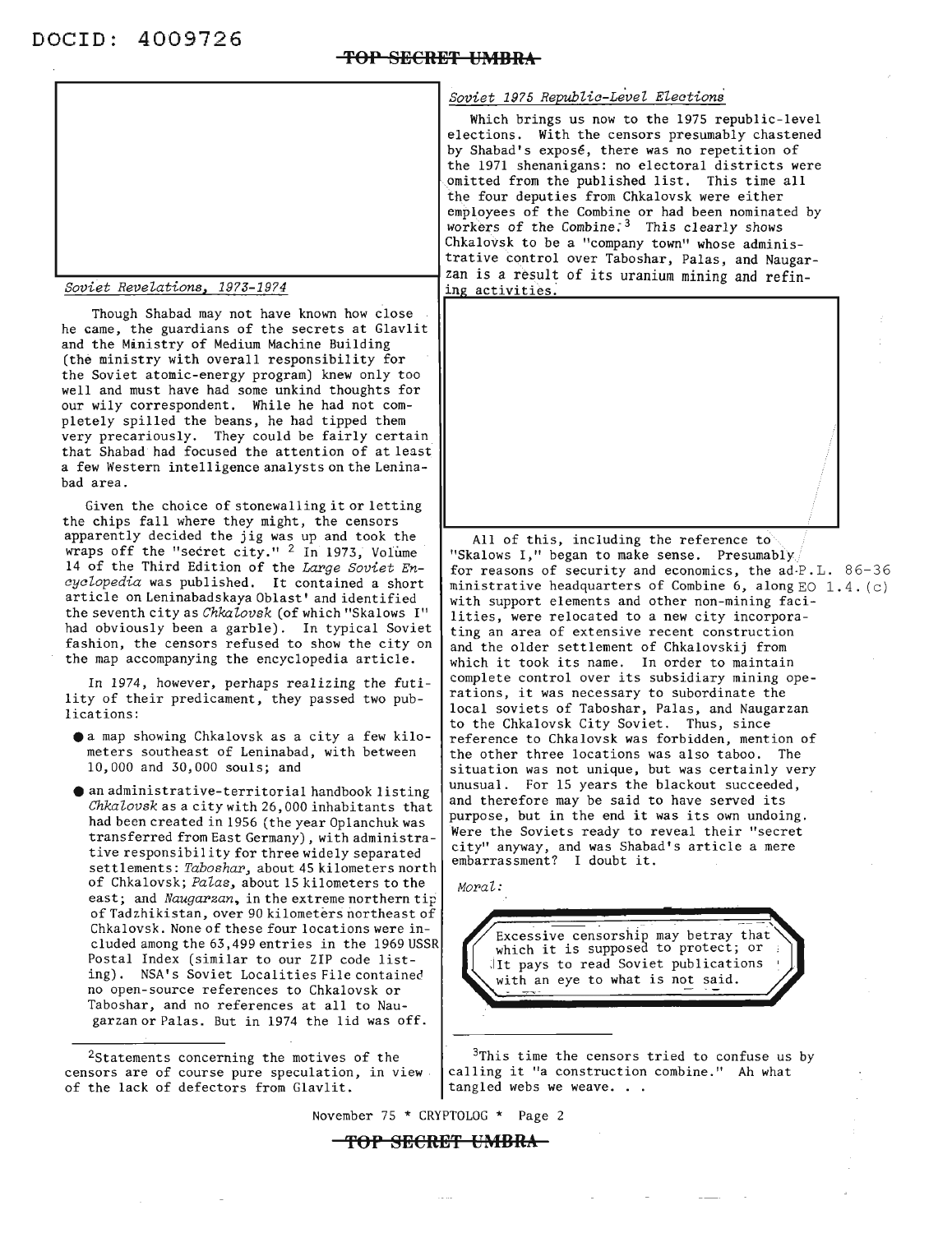### Soviet Revelations, 1973-1974

Though Shabad may not have known how close he came, the guardians of the secrets at Glavlit and the Ministry of Medium Machine Building (the ministry with overall responsibility for the Soviet atomic-energy program) knew only too well and must have had some unkind thoughts for our wily correspondent. While he had not completely spilled the beans, he had tipped them very precariously. They could be fairly certain that Shabad had focused the attention of at least a few Western intelligence analysts on the Leninabad area.

Given the choice of stonewalling it or letting the chips fall where they might, the censors apparently decided the jig was up and took the wraps off the "secret city." [2] In 1973, Volume 14 of the Third Edition of the *Large Soviet Encyclopedia* was published. It contained a short article on Leninabadskaya Oblast' and identified the seventh city as *Chkalovsk* (of which "Skalows I" had obviously been a garble). In typical Soviet fashion, the censors refused to show the city on the map accompanying the encyclopedia article.

In 1974, however, perhaps realizing the futility of their predicament, they passed two publications:

- a map showing Chkalovsk as a city a few kilometers southeast of Leninabad, with between 10,000 and 30,000 souls; and
- an administrative-territorial handbook listing *Chkalovsk* as a city with 26,000 inhabitants that had been created in 1956 (the year Oplanchuk was transferred from East Germany), with administrative responsibility for three widely separated settlements: *Taboshar*, about 45 kilometers north of Chkalovsk; *Palas*, about 15 kilometers to the east; and *Naugarzan*, in the extreme northern tip of Tadzhikistan, over 90 kilometers northeast of Chkalovsk. None of these four locations were included among the 63,499 entries in the 1969 USSR Postal Index (similar to our ZIP code listing). NSA's Soviet Localities File contained no open-source references to Chkalovsk or Taboshar, and no references at all to Naugarzan or Palas. But in 1974 the lid was off.

### Soviet 1975 Republic-Level Elections

Which brings us now to the 1975 republic-level elections. With the censors presumably chastened by Shabad's exposé, there was no repetition of the 1971 shenanigans: no electoral districts were omitted from the published list. This time all the four deputies from Chkalovsk were either employees of the Combine or had been nominated by workers of the Combine. [3] This clearly shows Chkalovsk to be a "company town" whose administrative control over Taboshar, Palas, and Naugarzan is a result of its uranium mining and refining activities.

All of this, including the reference to "Skalows I," began to make sense. Presumably, for reasons of security and economics, the administrative headquarters of Combine 6, along with support elements and other non-mining facilities, were relocated to a new city incorporating an area of extensive recent construction and the older settlement of Chkalovskij from which it took its name. In order to maintain complete control over its subsidiary mining operations, it was necessary to subordinate the local soviets of Taboshar, Palas, and Naugarzan to the Chkalovsk City Soviet. Thus, since reference to Chkalovsk was forbidden, mention of the other three locations was also taboo. The situation was not unique, but was certainly very unusual. For 15 years the blackout succeeded, and therefore may be said to have served its purpose, but in the end it was its own undoing. Were the Soviets ready to reveal their "secret city" anyway, and was Shabad's article a mere embarrassment? I doubt it.

P.L. 86-36
EO 1.4.(c)

*Moral:*

> Excessive censorship may betray that which it is supposed to protect; or It pays to read Soviet publications with an eye to what is not said.

---

[2] Statements concerning the motives of the censors are of course pure speculation, in view of the lack of defectors from Glavlit.

[3] This time the censors tried to confuse us by calling it "a construction combine." Ah what tangled webs we weave. . .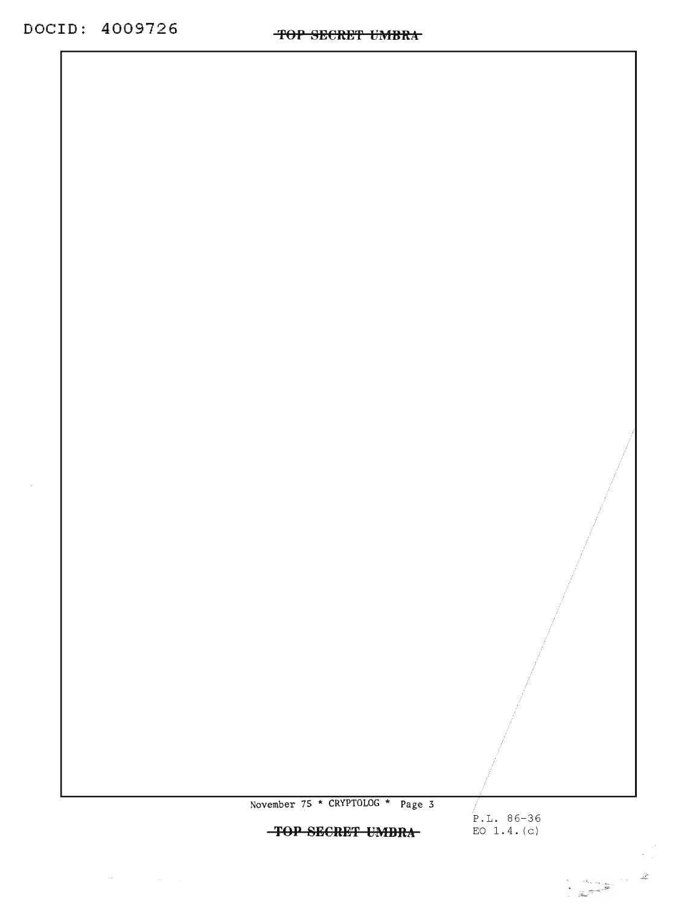P.L. 86-36
EO 1.4.(c)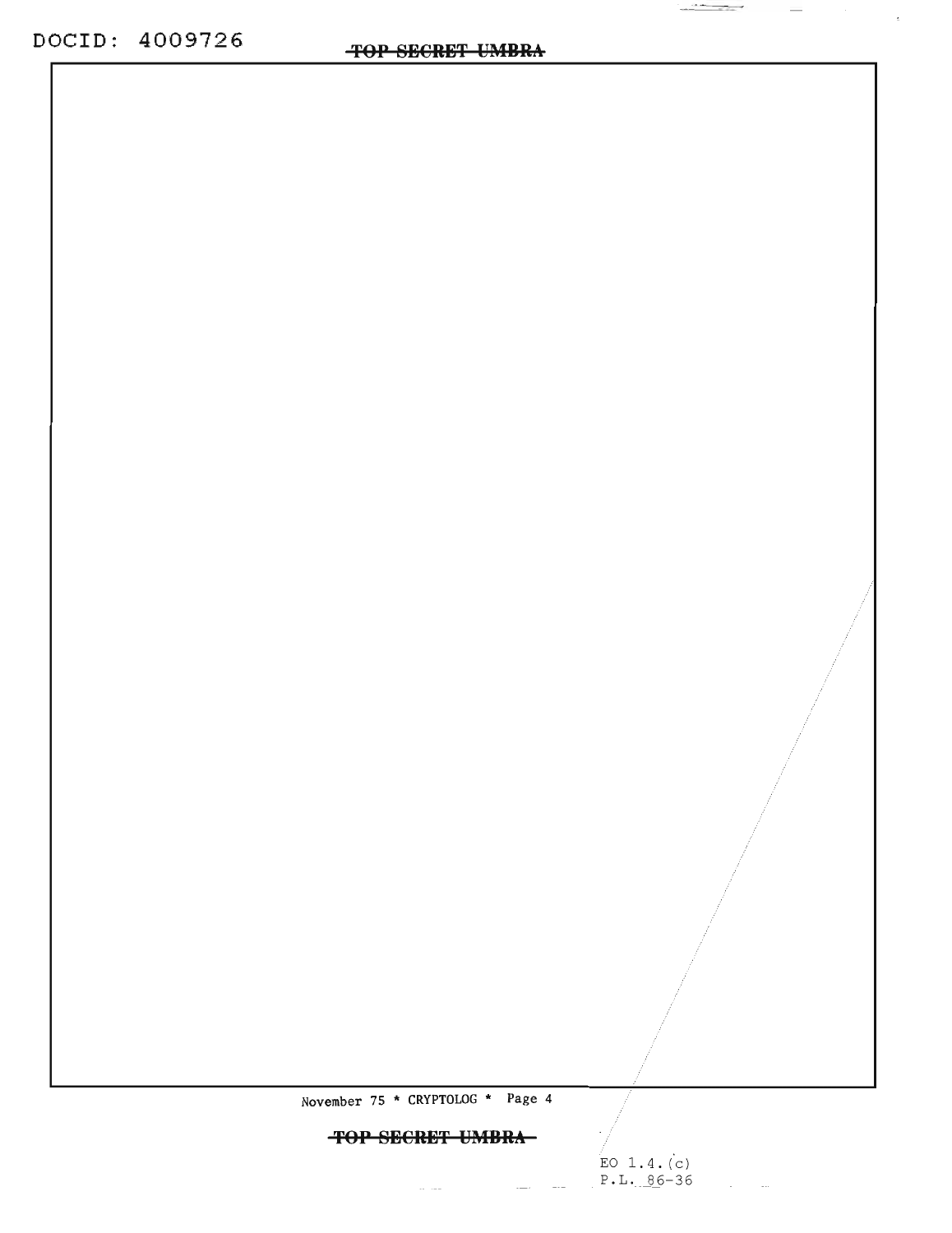EO 1.4.(c)
P.L. 86-36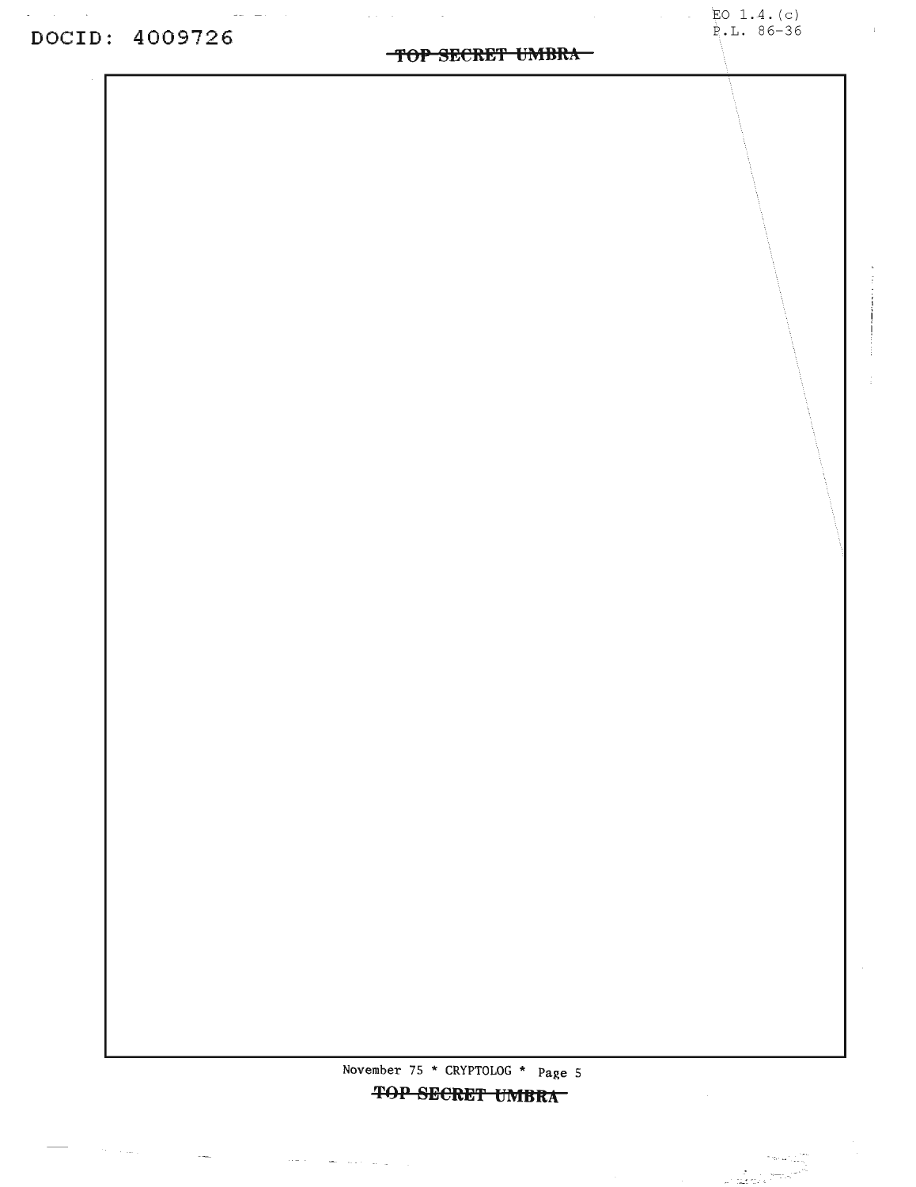EO 1.4.(c)
P.L. 86-36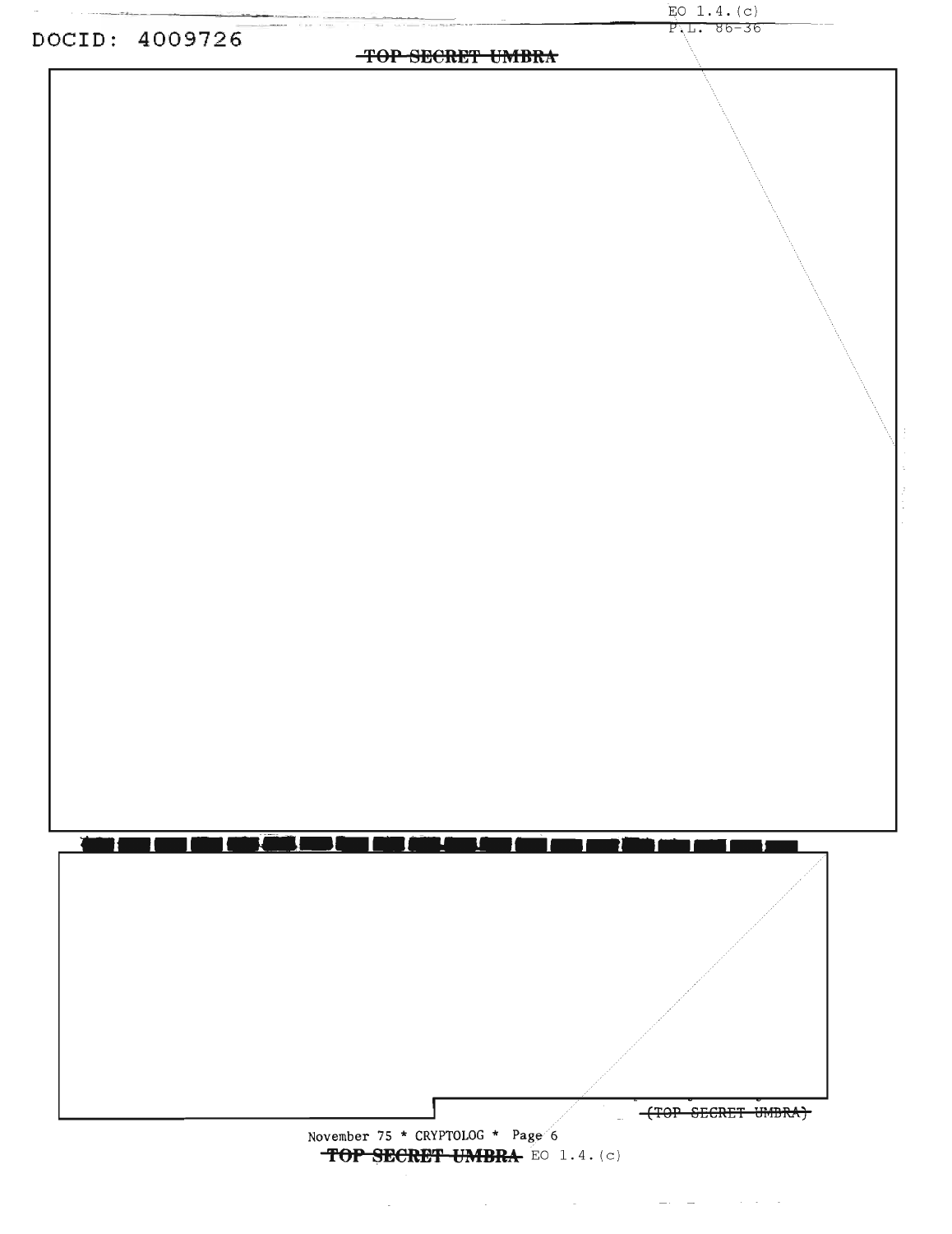EO 1.4.(c)
P.L. 86-36

~~TOP SECRET UMBRA~~

(~~TOP SECRET UMBRA~~)

~~TOP SECRET UMBRA~~ EO 1.4.(c)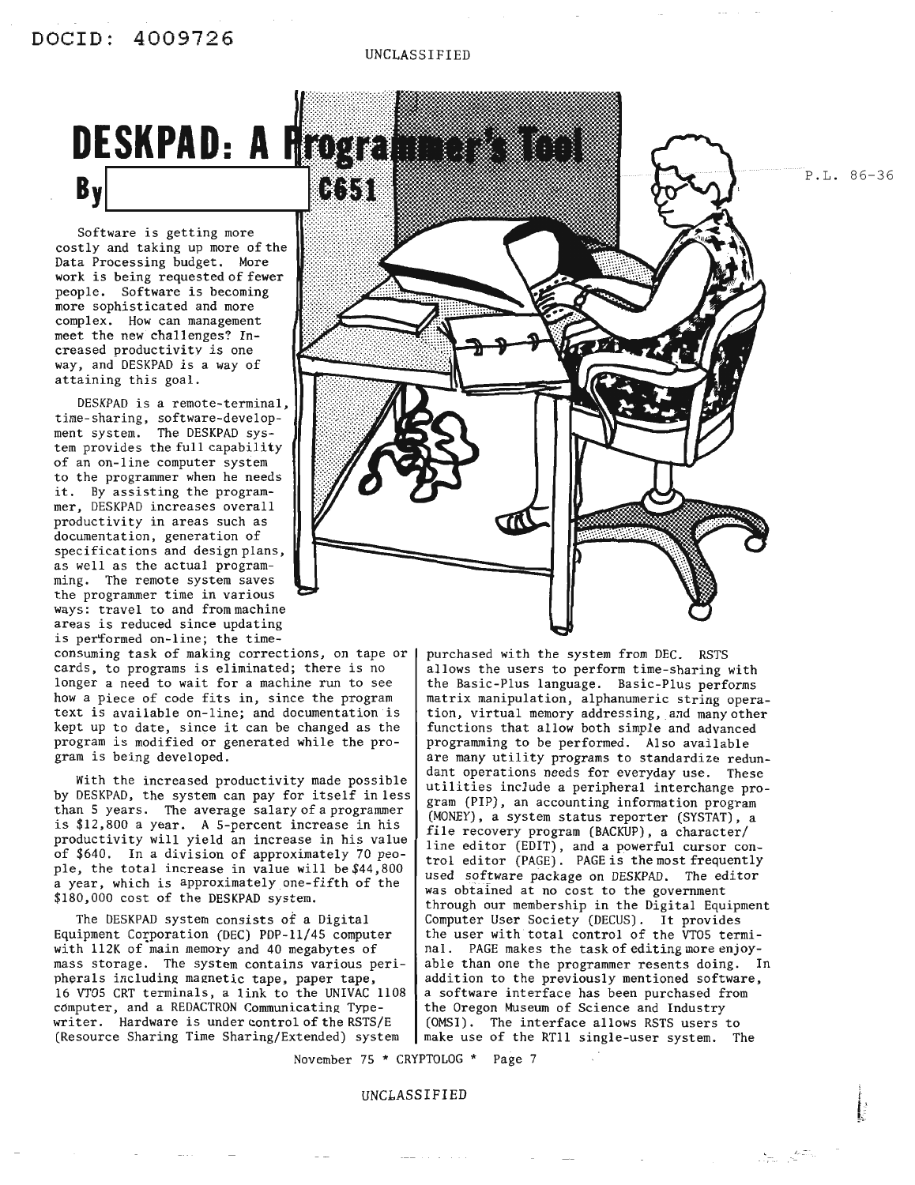# DESKPAD: A Programmer's Tool

**By [redacted] C651**

P.L. 86-36

Software is getting more costly and taking up more of the Data Processing budget. More work is being requested of fewer people. Software is becoming more sophisticated and more complex. How can management meet the new challenges? Increased productivity is one way, and DESKPAD is a way of attaining this goal.

DESKPAD is a remote-terminal, time-sharing, software-development system. The DESKPAD system provides the full capability of an on-line computer system to the programmer when he needs it. By assisting the programmer, DESKPAD increases overall productivity in areas such as documentation, generation of specifications and design plans, as well as the actual programming. The remote system saves the programmer time in various ways: travel to and from machine areas is reduced since updating is performed on-line; the time-consuming task of making corrections, on tape or cards, to programs is eliminated; there is no longer a need to wait for a machine run to see how a piece of code fits in, since the program text is available on-line; and documentation is kept up to date, since it can be changed as the program is modified or generated while the program is being developed.

With the increased productivity made possible by DESKPAD, the system can pay for itself in less than 5 years. The average salary of a programmer is $12,800 a year. A 5-percent increase in his productivity will yield an increase in his value of $640. In a division of approximately 70 people, the total increase in value will be $44,800 a year, which is approximately one-fifth of the $180,000 cost of the DESKPAD system.

The DESKPAD system consists of a Digital Equipment Corporation (DEC) PDP-11/45 computer with 112K of main memory and 40 megabytes of mass storage. The system contains various peripherals including magnetic tape, paper tape, 16 VT05 CRT terminals, a link to the UNIVAC 1108 computer, and a REDACTRON Communicating Typewriter. Hardware is under control of the RSTS/E (Resource Sharing Time Sharing/Extended) system purchased with the system from DEC. RSTS allows the users to perform time-sharing with the Basic-Plus language. Basic-Plus performs matrix manipulation, alphanumeric string operation, virtual memory addressing, and many other functions that allow both simple and advanced programming to be performed. Also available are many utility programs to standardize redundant operations needs for everyday use. These utilities include a peripheral interchange program (PIP), an accounting information program (MONEY), a system status reporter (SYSTAT), a file recovery program (BACKUP), a character/line editor (EDIT), and a powerful cursor control editor (PAGE). PAGE is the most frequently used software package on DESKPAD. The editor was obtained at no cost to the government through our membership in the Digital Equipment Computer User Society (DECUS). It provides the user with total control of the VT05 terminal. PAGE makes the task of editing more enjoyable than one the programmer resents doing. In addition to the previously mentioned software, a software interface has been purchased from the Oregon Museum of Science and Industry (OMSI). The interface allows RSTS users to make use of the RT11 single-user system. The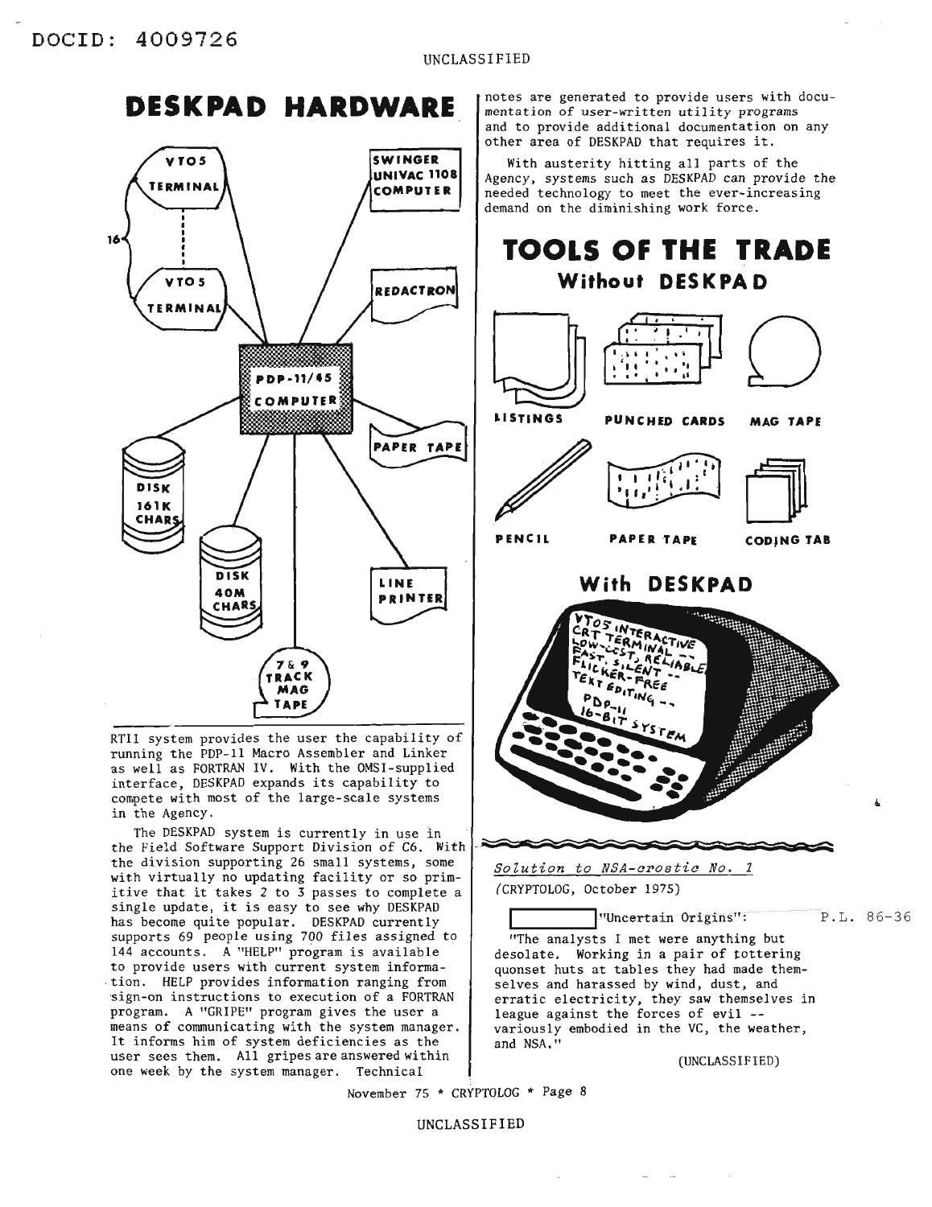UNCLASSIFIED

# DESKPAD HARDWARE

VTO5 TERMINAL

16

VTO5 TERMINAL

SWINGER UNIVAC 1108 COMPUTER

REDACTRON

PDP-11/45 COMPUTER

PAPER TAPE

DISK 161K CHARS

DISK 40M CHARS

LINE PRINTER

7 & 9 TRACK MAG TAPE

RT11 system provides the user the capability of running the PDP-11 Macro Assembler and Linker as well as FORTRAN IV. With the OMSI-supplied interface, DESKPAD expands its capability to compete with most of the large-scale systems in the Agency.

The DESKPAD system is currently in use in the Field Software Support Division of C6. With the division supporting 26 small systems, some with virtually no updating facility or so primitive that it takes 2 to 3 passes to complete a single update, it is easy to see why DESKPAD has become quite popular. DESKPAD currently supports 69 people using 700 files assigned to 144 accounts. A "HELP" program is available to provide users with current system information. HELP provides information ranging from sign-on instructions to execution of a FORTRAN program. A "GRIPE" program gives the user a means of communicating with the system manager. It informs him of system deficiencies as the user sees them. All gripes are answered within one week by the system manager. Technical notes are generated to provide users with documentation of user-written utility programs and to provide additional documentation on any other area of DESKPAD that requires it.

With austerity hitting all parts of the Agency, systems such as DESKPAD can provide the needed technology to meet the ever-increasing demand on the diminishing work force.

# TOOLS OF THE TRADE

## Without DESKPAD

LISTINGS    PUNCHED CARDS    MAG TAPE

PENCIL    PAPER TAPE    CODING TAB

## With DESKPAD

VT05 INTERACTIVE CRT TERMINAL -- LOW-COST, RELIABLE, FAST, SILENT -- FLICKER-FREE TEXT EDITING -- PDP-11 16-BIT SYSTEM

*Solution to NSA-crostic No. 1*

(CRYPTOLOG, October 1975)

[ ] "Uncertain Origins": P.L. 86-36

"The analysts I met were anything but desolate. Working in a pair of tottering quonset huts at tables they had made themselves and harassed by wind, dust, and erratic electricity, they saw themselves in league against the forces of evil -- variously embodied in the VC, the weather, and NSA."

(UNCLASSIFIED)

UNCLASSIFIED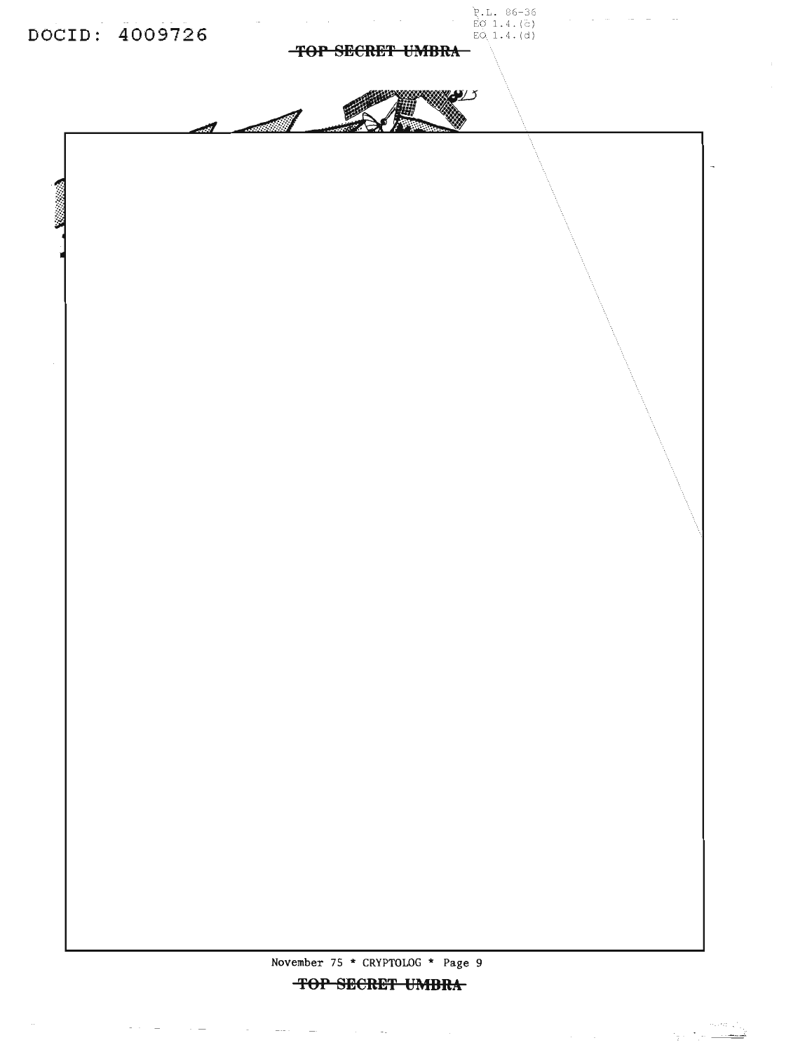P.L. 86-36
EO 1.4.(c)
EO 1.4.(d)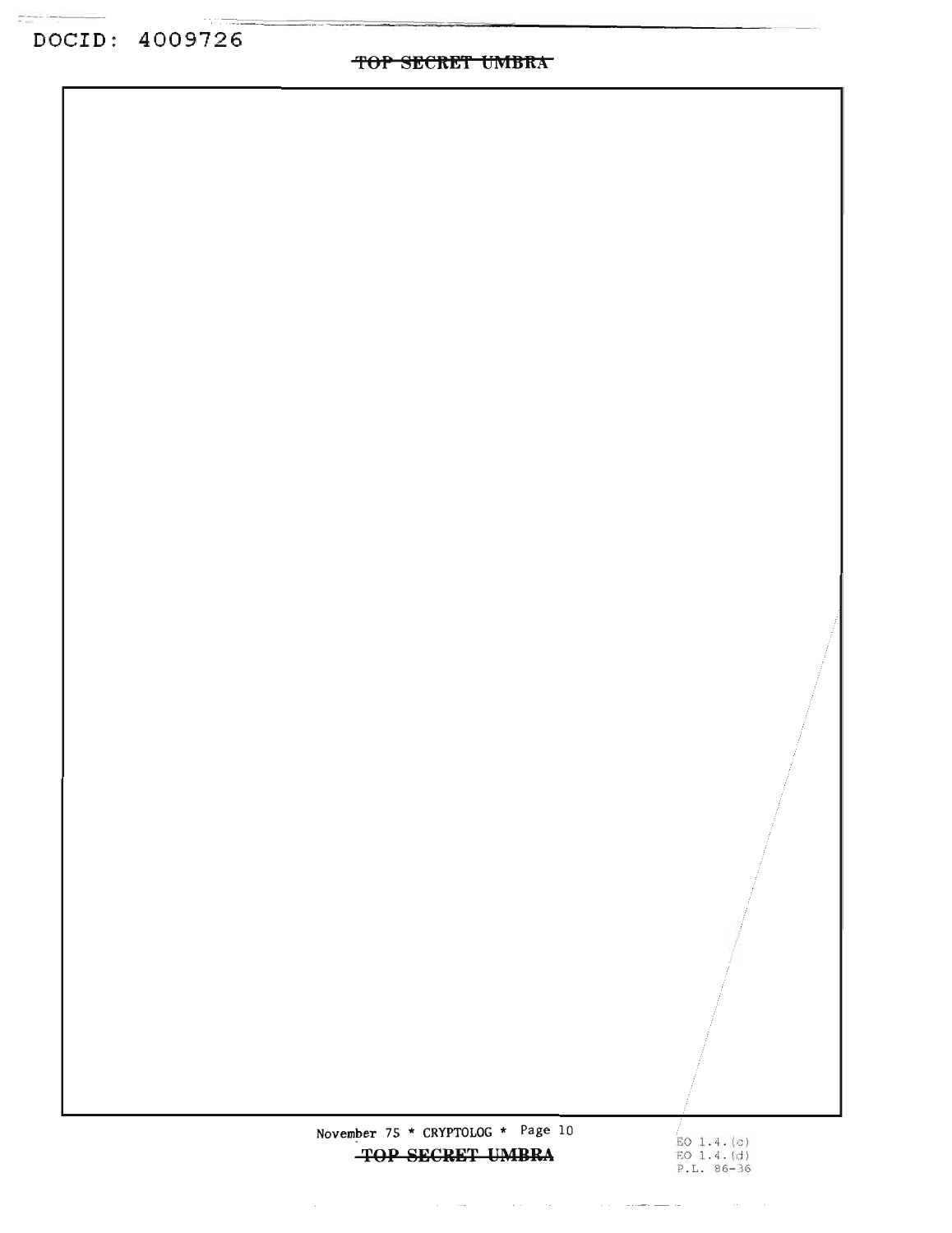EO 1.4.(c)
EO 1.4.(d)
P.L. 86-36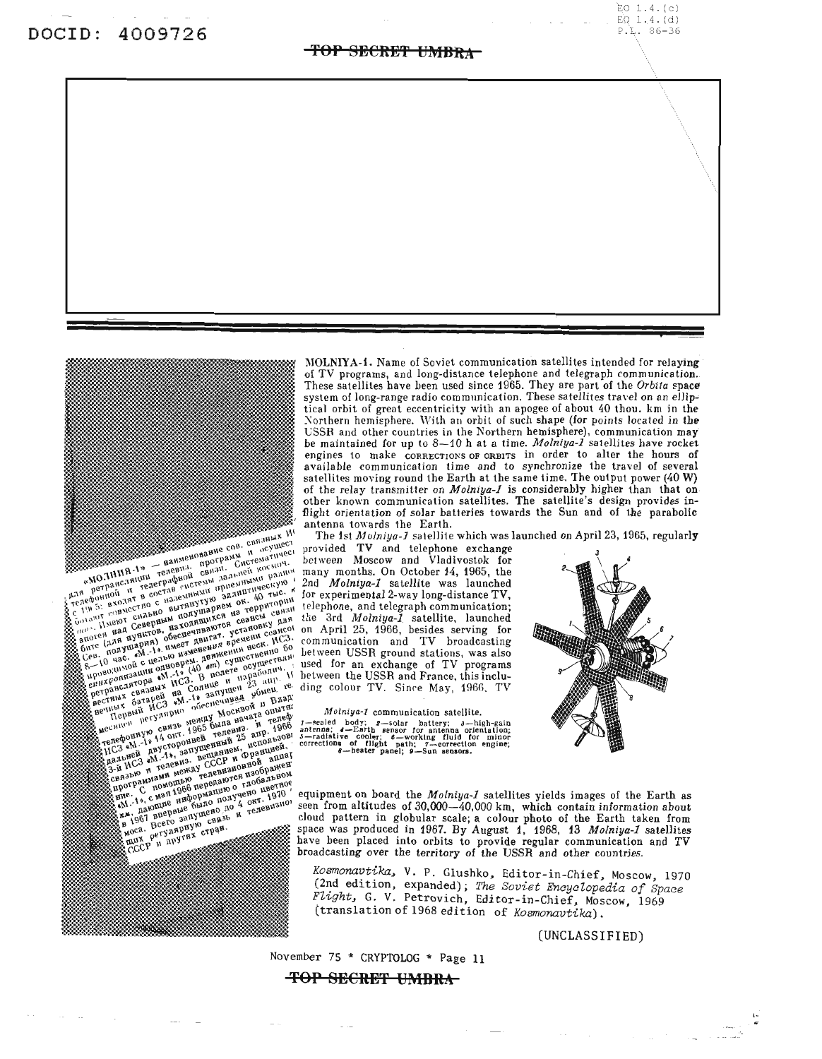MOLNIYA-1. Name of Soviet communication satellites intended for relaying of TV programs, and long-distance telephone and telegraph communication. These satellites have been used since 1965. They are part of the *Orbita* space system of long-range radio communication. These satellites travel on an elliptical orbit of great eccentricity with an apogee of about 40 thou. km in the Northern hemisphere. With an orbit of such shape (for points located in the USSR and other countries in the Northern hemisphere), communication may be maintained for up to 8—10 h at a time. *Molniya-1* satellites have rocket engines to make CORRECTIONS OF ORBITS in order to alter the hours of available communication time and to synchronize the travel of several satellites moving round the Earth at the same time. The output power (40 W) of the relay transmitter on *Molniya-1* is considerably higher than that on other known communication satellites. The satellite's design provides in-flight orientation of solar batteries towards the Sun and of the parabolic antenna towards the Earth.

The 1st *Molniya-1* satellite which was launched on April 23, 1965, regularly provided TV and telephone exchange between Moscow and Vladivostok for many months. On October 14, 1965, the 2nd *Molniya-1* satellite was launched for experimental 2-way long-distance TV, telephone, and telegraph communication; the 3rd *Molniya-1* satellite, launched on April 25, 1966, besides serving for communication and TV broadcasting between USSR ground stations, was also used for an exchange of TV programs between the USSR and France, this including colour TV. Since May, 1966, TV equipment on board the *Molniya-1* satellites yields images of the Earth as seen from altitudes of 30,000—40,000 km, which contain information about cloud pattern in globular scale; a colour photo of the Earth taken from space was produced in 1967. By August 1, 1968, 13 *Molniya-1* satellites have been placed into orbits to provide regular communication and TV broadcasting over the territory of the USSR and other countries.

*Molniya-1* communication satellite.
1—sealed body; 2—solar battery; 3—high-gain antenna; 4—Earth sensor for antenna orientation; 5—radiative cooler; 6—working fluid for minor corrections of flight path; 7—correction engine; 8—heater panel; 9—Sun sensors.

*Kosmonavtika*, V. P. Glushko, Editor-in-Chief, Moscow, 1970 (2nd edition, expanded); *The Soviet Encyclopedia of Space Flight*, G. V. Petrovich, Editor-in-Chief, Moscow, 1969 (translation of 1968 edition of *Kosmonavtika*).

(UNCLASSIFIED)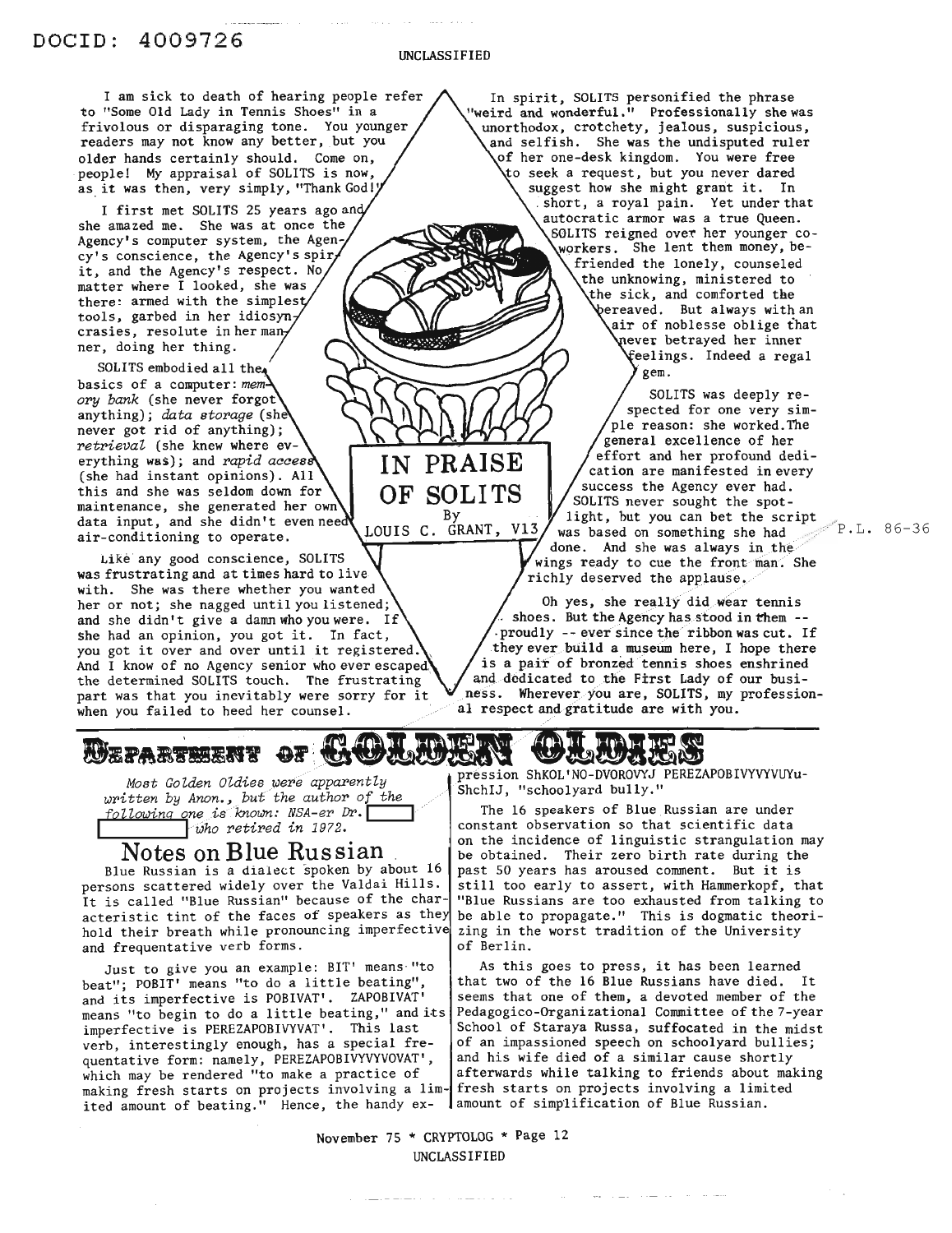# IN PRAISE OF SOLITS

By LOUIS C. GRANT, V13

I am sick to death of hearing people refer to "Some Old Lady in Tennis Shoes" in a frivolous or disparaging tone. You younger readers may not know any better, but you older hands certainly should. Come on, people! My appraisal of SOLITS is now, as it was then, very simply, "Thank God!"

I first met SOLITS 25 years ago and she amazed me. She was at once the Agency's computer system, the Agency's conscience, the Agency's spirit, and the Agency's respect. No matter where I looked, she was there: armed with the simplest tools, garbed in her idiosyncrasies, resolute in her manner, doing her thing.

SOLITS embodied all the basics of a computer: *memory bank* (she never forgot anything); *data storage* (she never got rid of anything); *retrieval* (she knew where everything was); and *rapid access* (she had instant opinions). All this and she was seldom down for maintenance, she generated her own data input, and she didn't even need air-conditioning to operate.

Like any good conscience, SOLITS was frustrating and at times hard to live with. She was there whether you wanted her or not; she nagged until you listened; and she didn't give a damn who you were. If she had an opinion, you got it. In fact, you got it over and over until it registered. And I know of no Agency senior who ever escaped the determined SOLITS touch. The frustrating part was that you inevitably were sorry for it when you failed to heed her counsel.

In spirit, SOLITS personified the phrase "weird and wonderful." Professionally she was unorthodox, crotchety, jealous, suspicious, and selfish. She was the undisputed ruler of her one-desk kingdom. You were free to seek a request, but you never dared suggest how she might grant it. In short, a royal pain. Yet under that autocratic armor was a true Queen. SOLITS reigned over her younger coworkers. She lent them money, befriended the lonely, counseled the unknowing, ministered to the sick, and comforted the bereaved. But always with an air of noblesse oblige that never betrayed her inner feelings. Indeed a regal gem.

SOLITS was deeply respected for one very simple reason: she worked. The general excellence of her effort and her profound dedication are manifested in every success the Agency ever had. SOLITS never sought the spotlight, but you can bet the script was based on something she had done. And she was always in the wings ready to cue the front man. She richly deserved the applause.

Oh yes, she really did wear tennis shoes. But the Agency has stood in them -- proudly -- ever since the ribbon was cut. If they ever build a museum here, I hope there is a pair of bronzed tennis shoes enshrined and dedicated to the First Lady of our business. Wherever you are, SOLITS, my professional respect and gratitude are with you.

P.L. 86-36

---

# DEPARTMENT OF GOLDEN OLDIES

*Most Golden Oldies were apparently written by Anon., but the author of the following one is known: NSA-er Dr.* [redacted] *who retired in 1972.*

## Notes on Blue Russian

Blue Russian is a dialect spoken by about 16 persons scattered widely over the Valdai Hills. It is called "Blue Russian" because of the characteristic tint of the faces of speakers as they hold their breath while pronouncing imperfective and frequentative verb forms.

Just to give you an example: BIT' means "to beat"; POBIT' means "to do a little beating", and its imperfective is POBIVAT'. ZAPOBIVAT' means "to begin to do a little beating," and its imperfective is PEREZAPOBIVYVAT'. This last verb, interestingly enough, has a special frequentative form: namely, PEREZAPOBIVYVYVOVAT', which may be rendered "to make a practice of making fresh starts on projects involving a limited amount of beating." Hence, the handy expression ShKOL'NO-DVOROVYJ PEREZAPOBIVYVYVUYuShchIJ, "schoolyard bully."

The 16 speakers of Blue Russian are under constant observation so that scientific data on the incidence of linguistic strangulation may be obtained. Their zero birth rate during the past 50 years has aroused comment. But it is still too early to assert, with Hammerkopf, that "Blue Russians are too exhausted from talking to be able to propagate." This is dogmatic theorizing in the worst tradition of the University of Berlin.

As this goes to press, it has been learned that two of the 16 Blue Russians have died. It seems that one of them, a devoted member of the Pedagogico-Organizational Committee of the 7-year School of Staraya Russa, suffocated in the midst of an impassioned speech on schoolyard bullies; and his wife died of a similar cause shortly afterwards while talking to friends about making fresh starts on projects involving a limited amount of simplification of Blue Russian.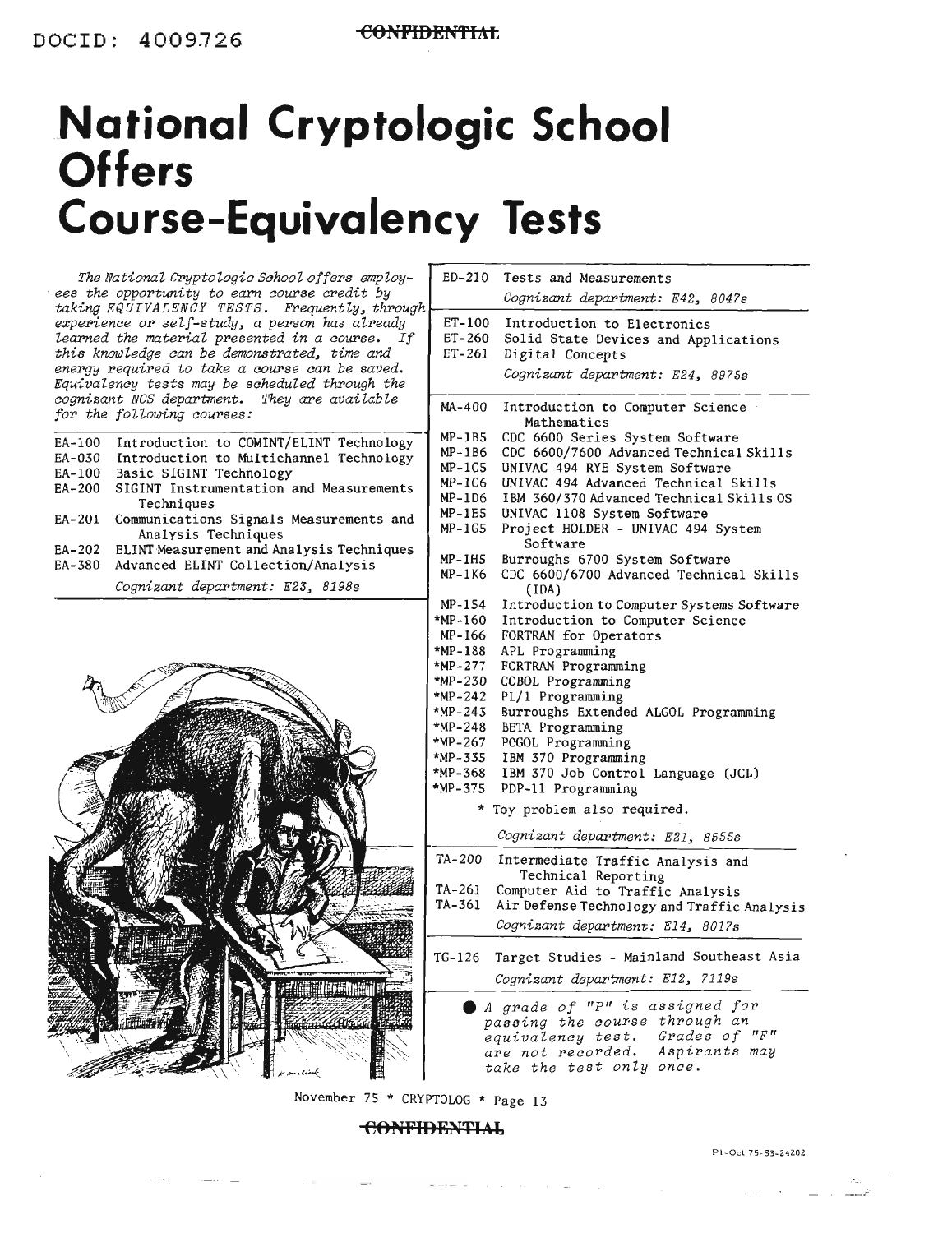# National Cryptologic School Offers Course-Equivalency Tests

*The National Cryptologic School offers employees the opportunity to earn course credit by taking EQUIVALENCY TESTS. Frequently, through experience or self-study, a person has already learned the material presented in a course. If this knowledge can be demonstrated, time and energy required to take a course can be saved. Equivalency tests may be scheduled through the cognizant NCS department. They are available for the following courses:*

| | |
|---|---|
| EA-100 | Introduction to COMINT/ELINT Technology |
| EA-030 | Introduction to Multichannel Technology |
| EA-100 | Basic SIGINT Technology |
| EA-200 | SIGINT Instrumentation and Measurements Techniques |
| EA-201 | Communications Signals Measurements and Analysis Techniques |
| EA-202 | ELINT Measurement and Analysis Techniques |
| EA-380 | Advanced ELINT Collection/Analysis |

*Cognizant department: E23, 8198s*

| | |
|---|---|
| ED-210 | Tests and Measurements |

*Cognizant department: E42, 8047s*

| | |
|---|---|
| ET-100 | Introduction to Electronics |
| ET-260 | Solid State Devices and Applications |
| ET-261 | Digital Concepts |

*Cognizant department: E24, 8975s*

| | |
|---|---|
| MA-400 | Introduction to Computer Science Mathematics |
| MP-1B5 | CDC 6600 Series System Software |
| MP-1B6 | CDC 6600/7600 Advanced Technical Skills |
| MP-1C5 | UNIVAC 494 RYE System Software |
| MP-1C6 | UNIVAC 494 Advanced Technical Skills |
| MP-1D6 | IBM 360/370 Advanced Technical Skills OS |
| MP-1E5 | UNIVAC 1108 System Software |
| MP-1G5 | Project HOLDER - UNIVAC 494 System Software |
| MP-1H5 | Burroughs 6700 System Software |
| MP-1K6 | CDC 6600/6700 Advanced Technical Skills (IDA) |
| MP-154 | Introduction to Computer Systems Software |
| *MP-160 | Introduction to Computer Science |
| MP-166 | FORTRAN for Operators |
| *MP-188 | APL Programming |
| *MP-277 | FORTRAN Programming |
| *MP-230 | COBOL Programming |
| *MP-242 | PL/1 Programming |
| *MP-243 | Burroughs Extended ALGOL Programming |
| *MP-248 | BETA Programming |
| *MP-267 | POGOL Programming |
| *MP-335 | IBM 370 Programming |
| *MP-368 | IBM 370 Job Control Language (JCL) |
| *MP-375 | PDP-11 Programming |

\* Toy problem also required.

*Cognizant department: E21, 8555s*

| | |
|---|---|
| TA-200 | Intermediate Traffic Analysis and Technical Reporting |
| TA-261 | Computer Aid to Traffic Analysis |
| TA-361 | Air Defense Technology and Traffic Analysis |

*Cognizant department: E14, 8017s*

| | |
|---|---|
| TG-126 | Target Studies - Mainland Southeast Asia |

*Cognizant department: E12, 7119s*

● *A grade of "P" is assigned for passing the course through an equivalency test. Grades of "F" are not recorded. Aspirants may take the test only once.*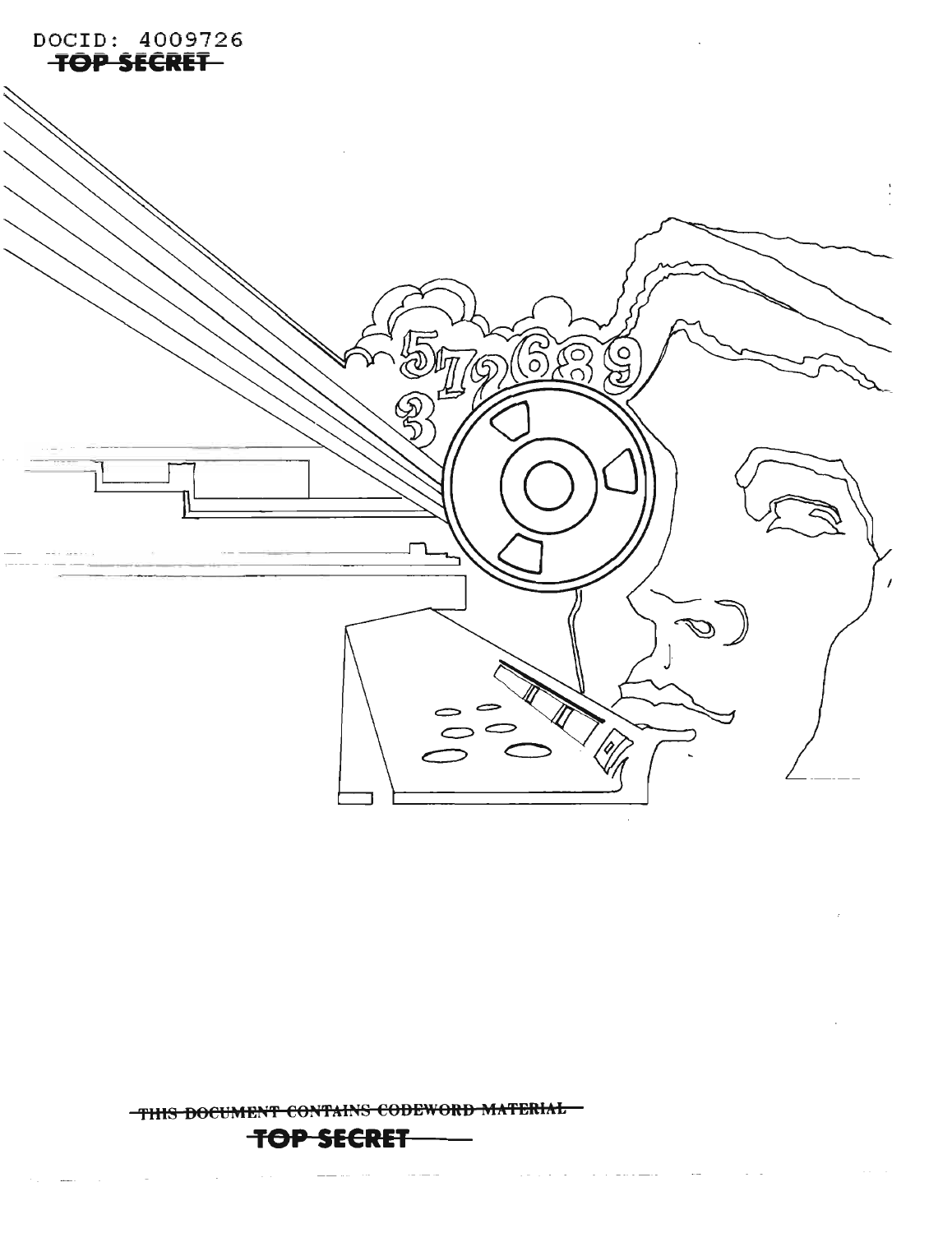DOCID: 4009726

~~TOP SECRET~~

~~THIS DOCUMENT CONTAINS CODEWORD MATERIAL~~

~~TOP SECRET~~